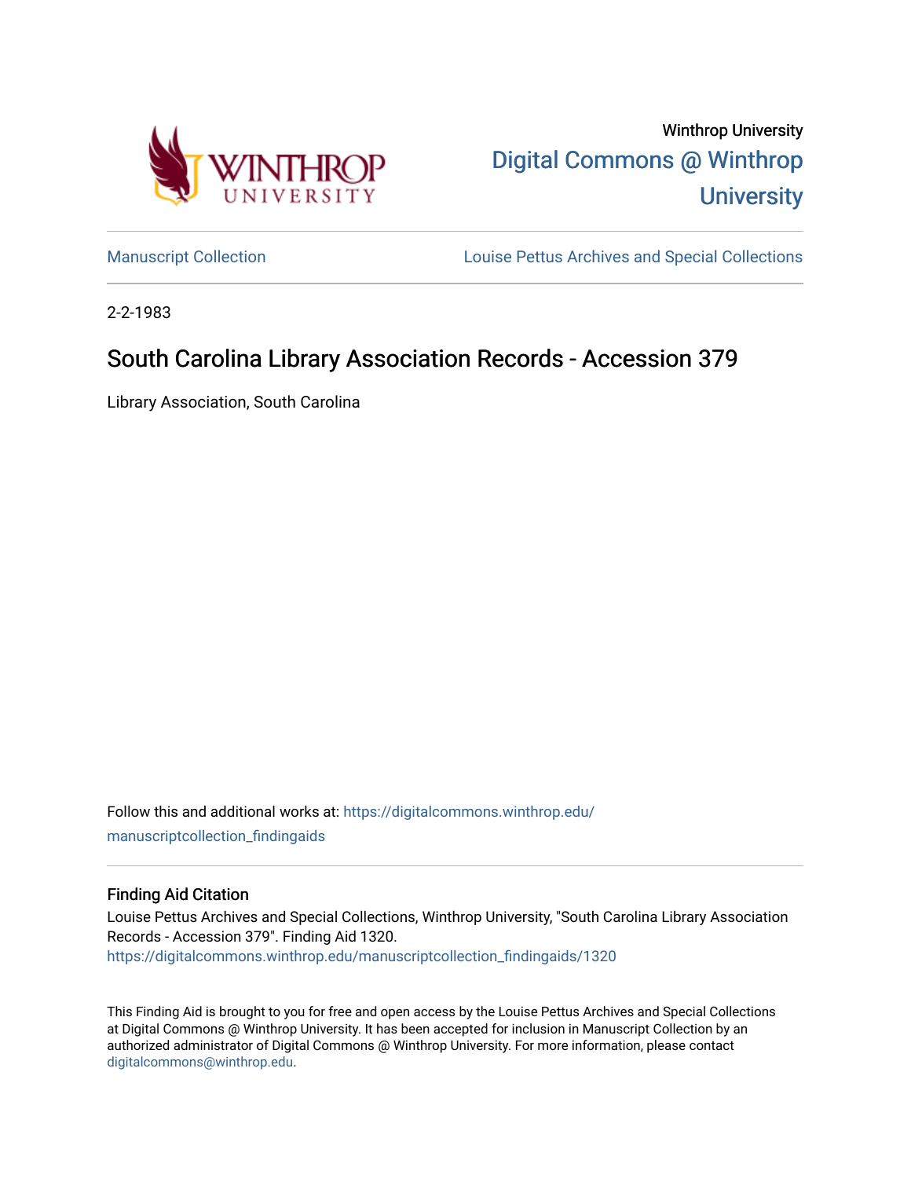Winthrop University

Digital Commons @ Winthrop University

Manuscript Collection

Louise Pettus Archives and Special Collections

2-2-1983

# South Carolina Library Association Records - Accession 379

Library Association, South Carolina

Follow this and additional works at: https://digitalcommons.winthrop.edu/manuscriptcollection_findingaids

## Finding Aid Citation

Louise Pettus Archives and Special Collections, Winthrop University, "South Carolina Library Association Records - Accession 379". Finding Aid 1320.
https://digitalcommons.winthrop.edu/manuscriptcollection_findingaids/1320

This Finding Aid is brought to you for free and open access by the Louise Pettus Archives and Special Collections at Digital Commons @ Winthrop University. It has been accepted for inclusion in Manuscript Collection by an authorized administrator of Digital Commons @ Winthrop University. For more information, please contact digitalcommons@winthrop.edu.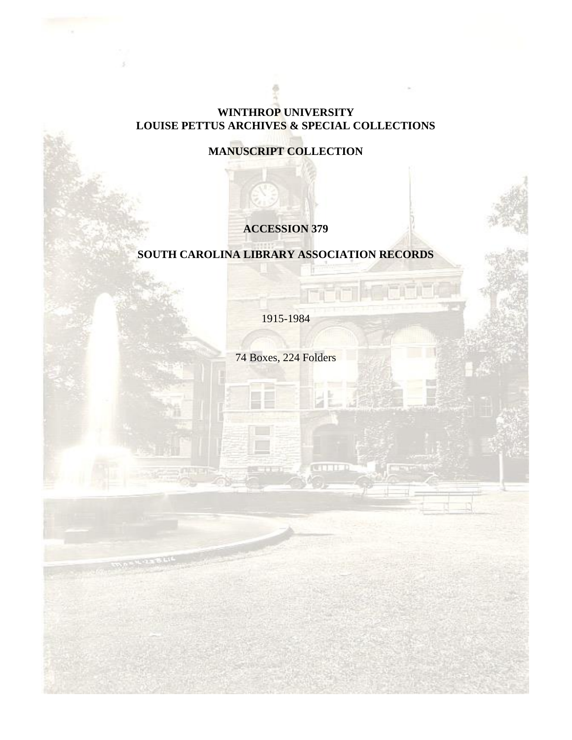**WINTHROP UNIVERSITY**
**LOUISE PETTUS ARCHIVES & SPECIAL COLLECTIONS**

**MANUSCRIPT COLLECTION**

**ACCESSION 379**

**SOUTH CAROLINA LIBRARY ASSOCIATION RECORDS**

1915-1984

74 Boxes, 224 Folders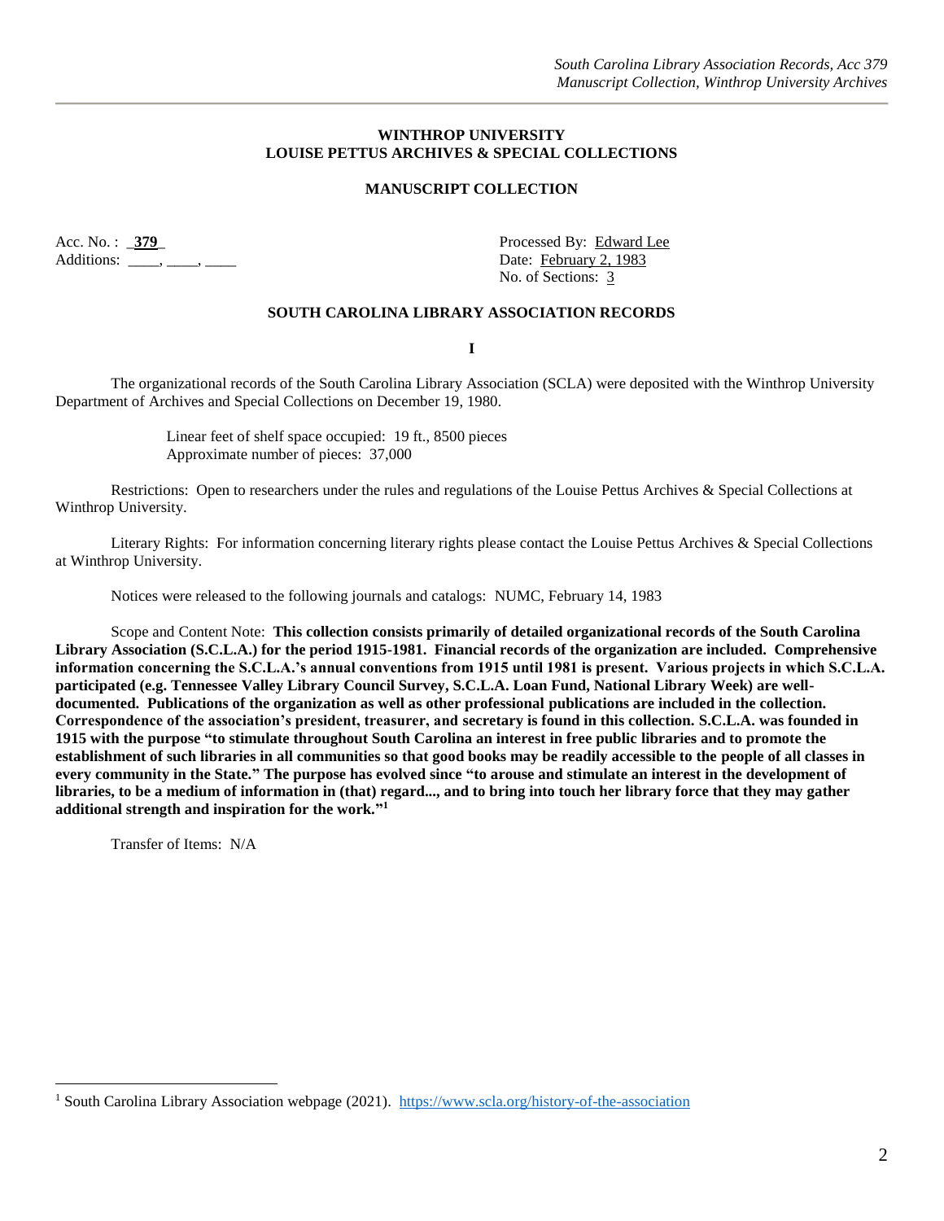**WINTHROP UNIVERSITY**
**LOUISE PETTUS ARCHIVES & SPECIAL COLLECTIONS**

**MANUSCRIPT COLLECTION**

Acc. No. : **379**
Additions: ____, ____, ____

Processed By: Edward Lee
Date: February 2, 1983
No. of Sections: 3

**SOUTH CAROLINA LIBRARY ASSOCIATION RECORDS**

**I**

The organizational records of the South Carolina Library Association (SCLA) were deposited with the Winthrop University Department of Archives and Special Collections on December 19, 1980.

Linear feet of shelf space occupied: 19 ft., 8500 pieces
Approximate number of pieces: 37,000

Restrictions: Open to researchers under the rules and regulations of the Louise Pettus Archives & Special Collections at Winthrop University.

Literary Rights: For information concerning literary rights please contact the Louise Pettus Archives & Special Collections at Winthrop University.

Notices were released to the following journals and catalogs: NUMC, February 14, 1983

Scope and Content Note: **This collection consists primarily of detailed organizational records of the South Carolina Library Association (S.C.L.A.) for the period 1915-1981. Financial records of the organization are included. Comprehensive information concerning the S.C.L.A.'s annual conventions from 1915 until 1981 is present. Various projects in which S.C.L.A. participated (e.g. Tennessee Valley Library Council Survey, S.C.L.A. Loan Fund, National Library Week) are well-documented. Publications of the organization as well as other professional publications are included in the collection. Correspondence of the association's president, treasurer, and secretary is found in this collection. S.C.L.A. was founded in 1915 with the purpose "to stimulate throughout South Carolina an interest in free public libraries and to promote the establishment of such libraries in all communities so that good books may be readily accessible to the people of all classes in every community in the State." The purpose has evolved since "to arouse and stimulate an interest in the development of libraries, to be a medium of information in (that) regard..., and to bring into touch her library force that they may gather additional strength and inspiration for the work."[1]**

Transfer of Items: N/A

[1] South Carolina Library Association webpage (2021). https://www.scla.org/history-of-the-association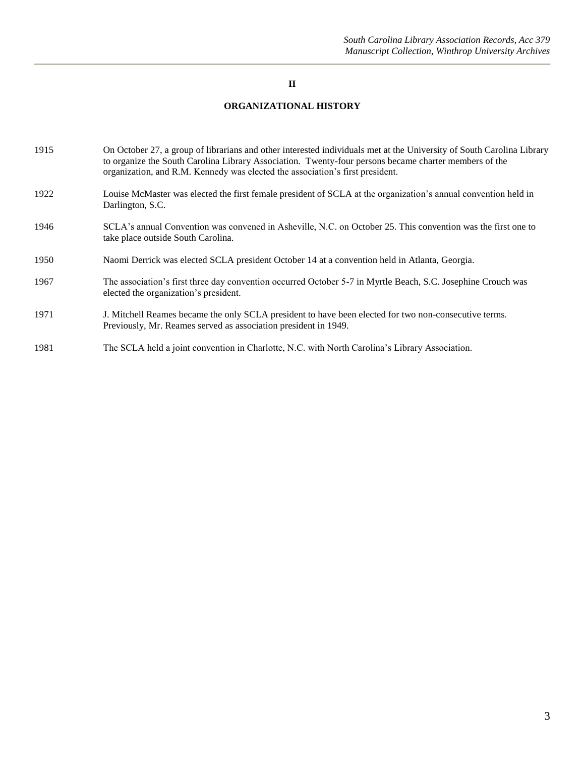## II

## ORGANIZATIONAL HISTORY

| | |
|---|---|
| 1915 | On October 27, a group of librarians and other interested individuals met at the University of South Carolina Library to organize the South Carolina Library Association. Twenty-four persons became charter members of the organization, and R.M. Kennedy was elected the association's first president. |
| 1922 | Louise McMaster was elected the first female president of SCLA at the organization's annual convention held in Darlington, S.C. |
| 1946 | SCLA's annual Convention was convened in Asheville, N.C. on October 25. This convention was the first one to take place outside South Carolina. |
| 1950 | Naomi Derrick was elected SCLA president October 14 at a convention held in Atlanta, Georgia. |
| 1967 | The association's first three day convention occurred October 5-7 in Myrtle Beach, S.C. Josephine Crouch was elected the organization's president. |
| 1971 | J. Mitchell Reames became the only SCLA president to have been elected for two non-consecutive terms. Previously, Mr. Reames served as association president in 1949. |
| 1981 | The SCLA held a joint convention in Charlotte, N.C. with North Carolina's Library Association. |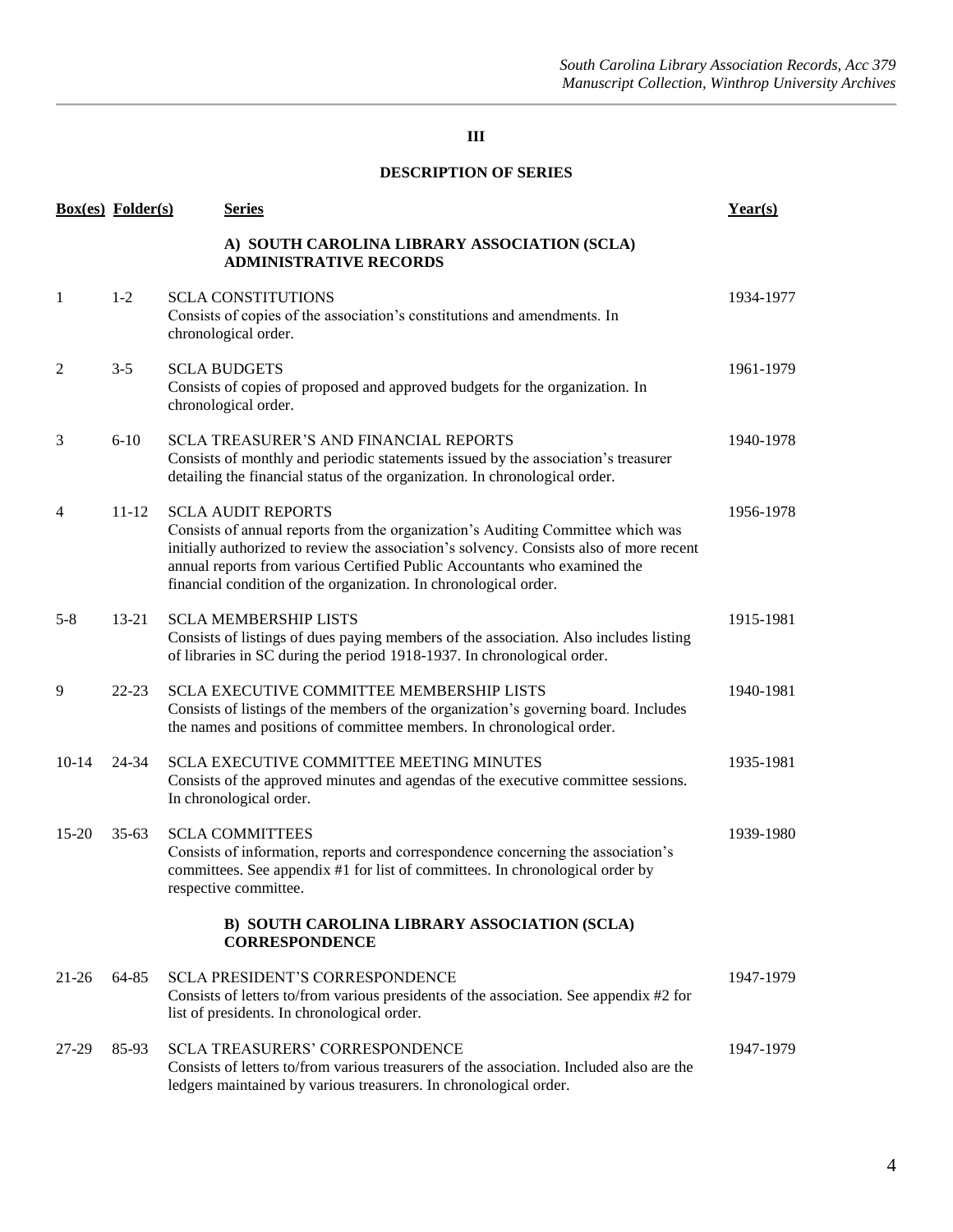## III

## DESCRIPTION OF SERIES

| Box(es) | Folder(s) | Series | Year(s) |
|---|---|---|---|
| | | **A) SOUTH CAROLINA LIBRARY ASSOCIATION (SCLA) ADMINISTRATIVE RECORDS** | |
| 1 | 1-2 | SCLA CONSTITUTIONS<br>Consists of copies of the association's constitutions and amendments. In chronological order. | 1934-1977 |
| 2 | 3-5 | SCLA BUDGETS<br>Consists of copies of proposed and approved budgets for the organization. In chronological order. | 1961-1979 |
| 3 | 6-10 | SCLA TREASURER'S AND FINANCIAL REPORTS<br>Consists of monthly and periodic statements issued by the association's treasurer detailing the financial status of the organization. In chronological order. | 1940-1978 |
| 4 | 11-12 | SCLA AUDIT REPORTS<br>Consists of annual reports from the organization's Auditing Committee which was initially authorized to review the association's solvency. Consists also of more recent annual reports from various Certified Public Accountants who examined the financial condition of the organization. In chronological order. | 1956-1978 |
| 5-8 | 13-21 | SCLA MEMBERSHIP LISTS<br>Consists of listings of dues paying members of the association. Also includes listing of libraries in SC during the period 1918-1937. In chronological order. | 1915-1981 |
| 9 | 22-23 | SCLA EXECUTIVE COMMITTEE MEMBERSHIP LISTS<br>Consists of listings of the members of the organization's governing board. Includes the names and positions of committee members. In chronological order. | 1940-1981 |
| 10-14 | 24-34 | SCLA EXECUTIVE COMMITTEE MEETING MINUTES<br>Consists of the approved minutes and agendas of the executive committee sessions. In chronological order. | 1935-1981 |
| 15-20 | 35-63 | SCLA COMMITTEES<br>Consists of information, reports and correspondence concerning the association's committees. See appendix #1 for list of committees. In chronological order by respective committee. | 1939-1980 |
| | | **B) SOUTH CAROLINA LIBRARY ASSOCIATION (SCLA) CORRESPONDENCE** | |
| 21-26 | 64-85 | SCLA PRESIDENT'S CORRESPONDENCE<br>Consists of letters to/from various presidents of the association. See appendix #2 for list of presidents. In chronological order. | 1947-1979 |
| 27-29 | 85-93 | SCLA TREASURERS' CORRESPONDENCE<br>Consists of letters to/from various treasurers of the association. Included also are the ledgers maintained by various treasurers. In chronological order. | 1947-1979 |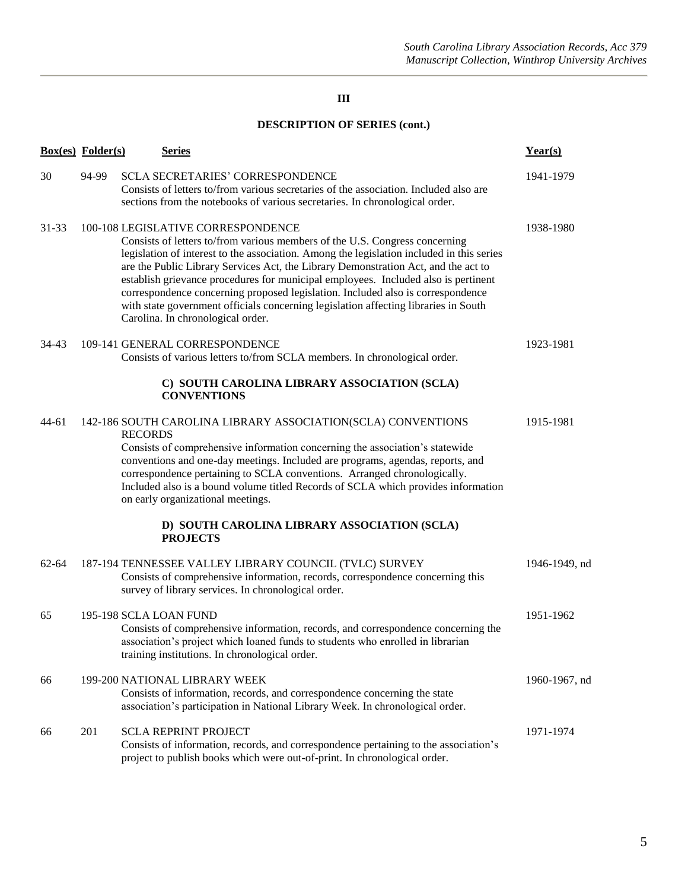**III**

**DESCRIPTION OF SERIES (cont.)**

| Box(es) | Folder(s) | Series | Year(s) |
|---|---|---|---|
| 30 | 94-99 | SCLA SECRETARIES' CORRESPONDENCE<br>Consists of letters to/from various secretaries of the association. Included also are sections from the notebooks of various secretaries. In chronological order. | 1941-1979 |
| 31-33 | 100-108 | LEGISLATIVE CORRESPONDENCE<br>Consists of letters to/from various members of the U.S. Congress concerning legislation of interest to the association. Among the legislation included in this series are the Public Library Services Act, the Library Demonstration Act, and the act to establish grievance procedures for municipal employees. Included also is pertinent correspondence concerning proposed legislation. Included also is correspondence with state government officials concerning legislation affecting libraries in South Carolina. In chronological order. | 1938-1980 |
| 34-43 | 109-141 | GENERAL CORRESPONDENCE<br>Consists of various letters to/from SCLA members. In chronological order. | 1923-1981 |
| | | **C) SOUTH CAROLINA LIBRARY ASSOCIATION (SCLA) CONVENTIONS** | |
| 44-61 | 142-186 | SOUTH CAROLINA LIBRARY ASSOCIATION(SCLA) CONVENTIONS RECORDS<br>Consists of comprehensive information concerning the association's statewide conventions and one-day meetings. Included are programs, agendas, reports, and correspondence pertaining to SCLA conventions. Arranged chronologically. Included also is a bound volume titled Records of SCLA which provides information on early organizational meetings. | 1915-1981 |
| | | **D) SOUTH CAROLINA LIBRARY ASSOCIATION (SCLA) PROJECTS** | |
| 62-64 | 187-194 | TENNESSEE VALLEY LIBRARY COUNCIL (TVLC) SURVEY<br>Consists of comprehensive information, records, correspondence concerning this survey of library services. In chronological order. | 1946-1949, nd |
| 65 | 195-198 | SCLA LOAN FUND<br>Consists of comprehensive information, records, and correspondence concerning the association's project which loaned funds to students who enrolled in librarian training institutions. In chronological order. | 1951-1962 |
| 66 | 199-200 | NATIONAL LIBRARY WEEK<br>Consists of information, records, and correspondence concerning the state association's participation in National Library Week. In chronological order. | 1960-1967, nd |
| 66 | 201 | SCLA REPRINT PROJECT<br>Consists of information, records, and correspondence pertaining to the association's project to publish books which were out-of-print. In chronological order. | 1971-1974 |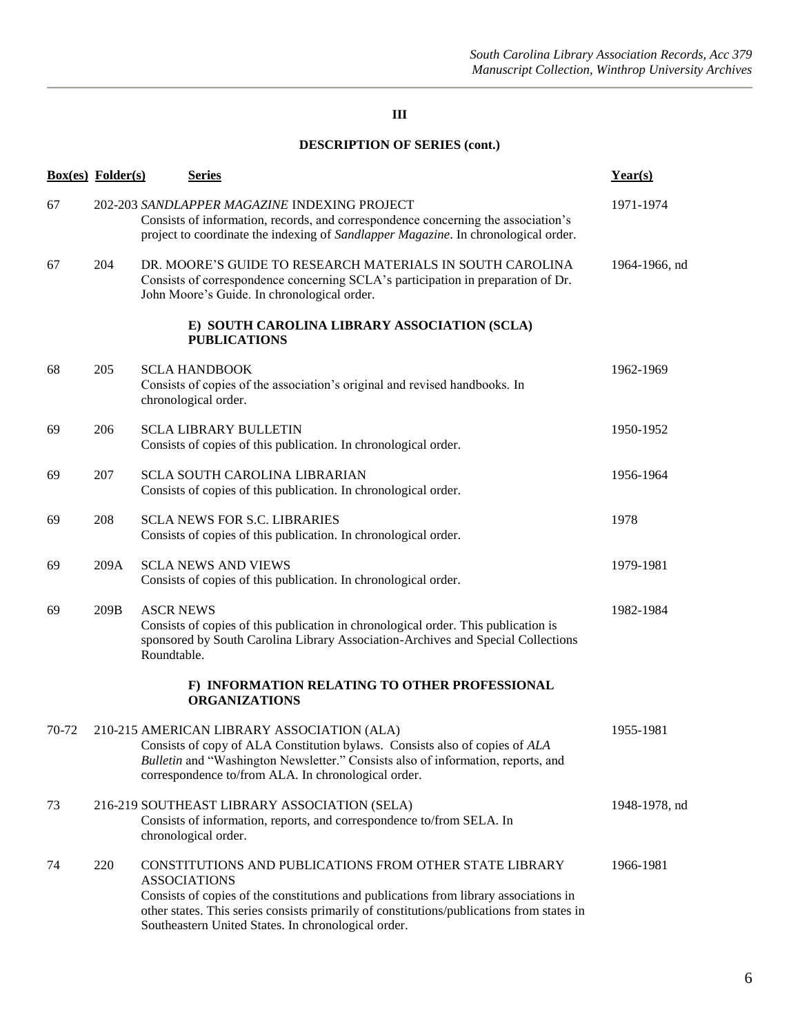**III**

**DESCRIPTION OF SERIES (cont.)**

| Box(es) | Folder(s) | Series | Year(s) |
|---|---|---|---|
| 67 | 202-203 | *SANDLAPPER MAGAZINE* INDEXING PROJECT<br>Consists of information, records, and correspondence concerning the association's project to coordinate the indexing of *Sandlapper Magazine*. In chronological order. | 1971-1974 |
| 67 | 204 | DR. MOORE'S GUIDE TO RESEARCH MATERIALS IN SOUTH CAROLINA<br>Consists of correspondence concerning SCLA's participation in preparation of Dr. John Moore's Guide. In chronological order. | 1964-1966, nd |
| | | **E) SOUTH CAROLINA LIBRARY ASSOCIATION (SCLA) PUBLICATIONS** | |
| 68 | 205 | SCLA HANDBOOK<br>Consists of copies of the association's original and revised handbooks. In chronological order. | 1962-1969 |
| 69 | 206 | SCLA LIBRARY BULLETIN<br>Consists of copies of this publication. In chronological order. | 1950-1952 |
| 69 | 207 | SCLA SOUTH CAROLINA LIBRARIAN<br>Consists of copies of this publication. In chronological order. | 1956-1964 |
| 69 | 208 | SCLA NEWS FOR S.C. LIBRARIES<br>Consists of copies of this publication. In chronological order. | 1978 |
| 69 | 209A | SCLA NEWS AND VIEWS<br>Consists of copies of this publication. In chronological order. | 1979-1981 |
| 69 | 209B | ASCR NEWS<br>Consists of copies of this publication in chronological order. This publication is sponsored by South Carolina Library Association-Archives and Special Collections Roundtable. | 1982-1984 |
| | | **F) INFORMATION RELATING TO OTHER PROFESSIONAL ORGANIZATIONS** | |
| 70-72 | 210-215 | AMERICAN LIBRARY ASSOCIATION (ALA)<br>Consists of copy of ALA Constitution bylaws. Consists also of copies of *ALA Bulletin* and "Washington Newsletter." Consists also of information, reports, and correspondence to/from ALA. In chronological order. | 1955-1981 |
| 73 | 216-219 | SOUTHEAST LIBRARY ASSOCIATION (SELA)<br>Consists of information, reports, and correspondence to/from SELA. In chronological order. | 1948-1978, nd |
| 74 | 220 | CONSTITUTIONS AND PUBLICATIONS FROM OTHER STATE LIBRARY ASSOCIATIONS<br>Consists of copies of the constitutions and publications from library associations in other states. This series consists primarily of constitutions/publications from states in Southeastern United States. In chronological order. | 1966-1981 |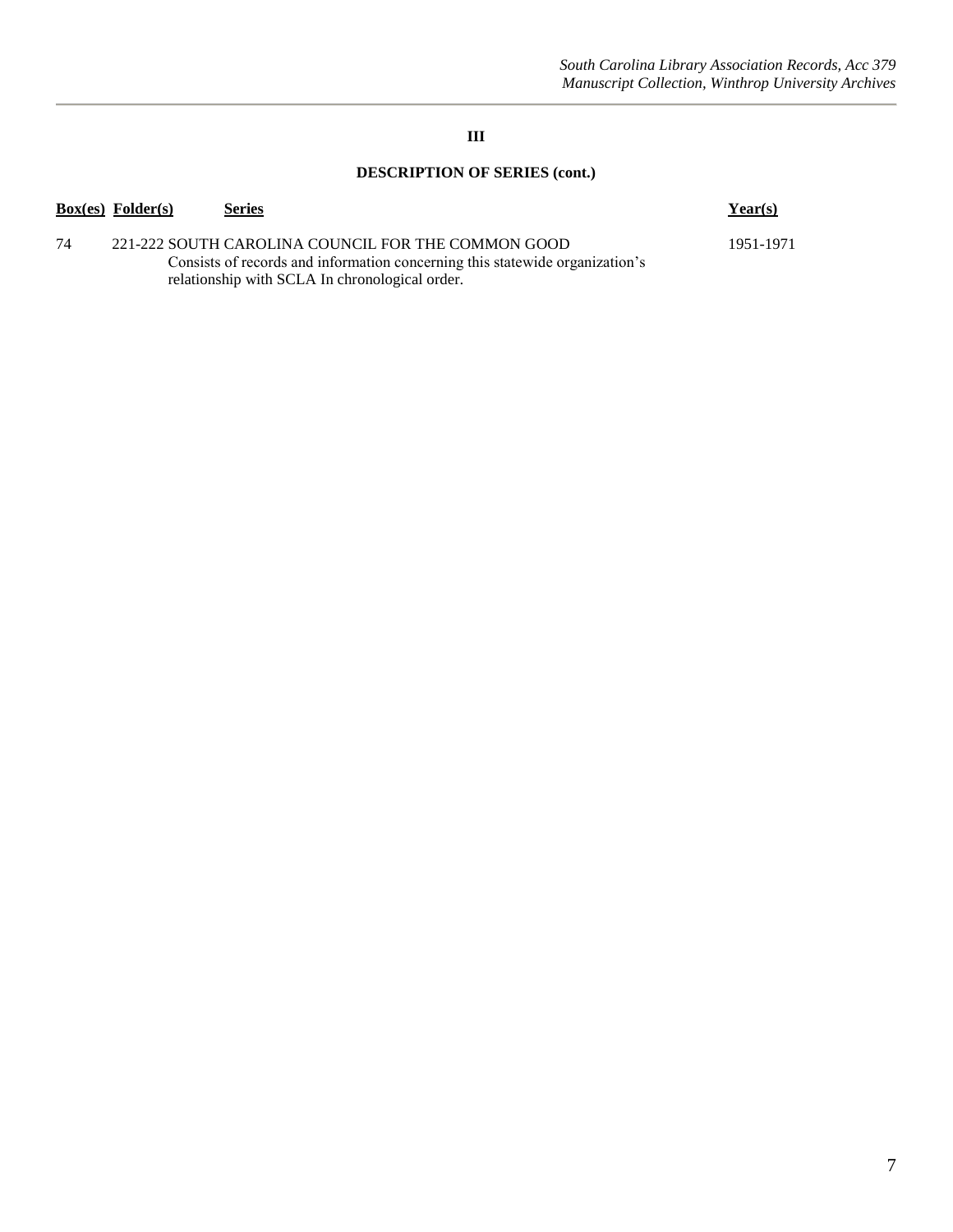### III

### DESCRIPTION OF SERIES (cont.)

| Box(es) | Folder(s) | Series | Year(s) |
|---|---|---|---|
| 74 | 221-222 | SOUTH CAROLINA COUNCIL FOR THE COMMON GOOD<br>Consists of records and information concerning this statewide organization's relationship with SCLA In chronological order. | 1951-1971 |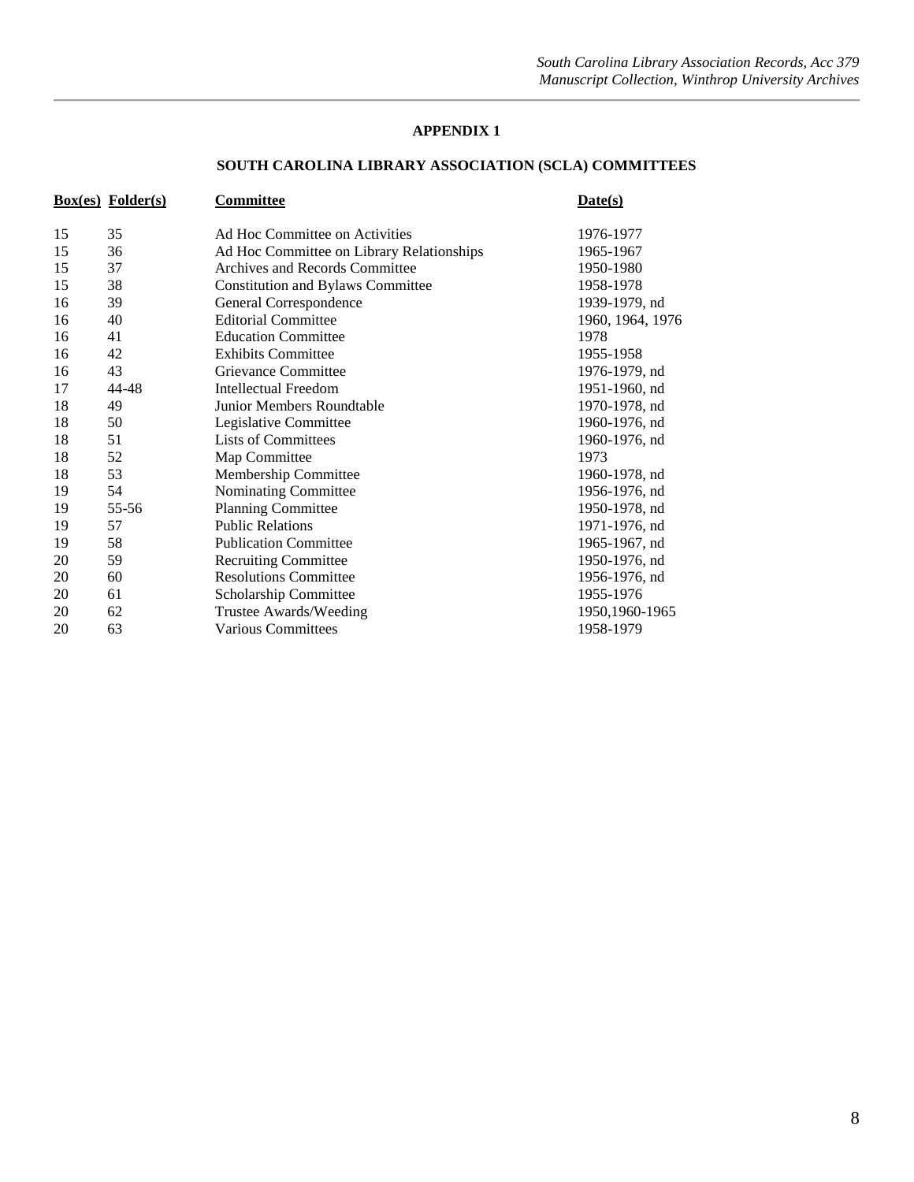## APPENDIX 1

## SOUTH CAROLINA LIBRARY ASSOCIATION (SCLA) COMMITTEES

| Box(es) | Folder(s) | Committee | Date(s) |
|---|---|---|---|
| 15 | 35 | Ad Hoc Committee on Activities | 1976-1977 |
| 15 | 36 | Ad Hoc Committee on Library Relationships | 1965-1967 |
| 15 | 37 | Archives and Records Committee | 1950-1980 |
| 15 | 38 | Constitution and Bylaws Committee | 1958-1978 |
| 16 | 39 | General Correspondence | 1939-1979, nd |
| 16 | 40 | Editorial Committee | 1960, 1964, 1976 |
| 16 | 41 | Education Committee | 1978 |
| 16 | 42 | Exhibits Committee | 1955-1958 |
| 16 | 43 | Grievance Committee | 1976-1979, nd |
| 17 | 44-48 | Intellectual Freedom | 1951-1960, nd |
| 18 | 49 | Junior Members Roundtable | 1970-1978, nd |
| 18 | 50 | Legislative Committee | 1960-1976, nd |
| 18 | 51 | Lists of Committees | 1960-1976, nd |
| 18 | 52 | Map Committee | 1973 |
| 18 | 53 | Membership Committee | 1960-1978, nd |
| 19 | 54 | Nominating Committee | 1956-1976, nd |
| 19 | 55-56 | Planning Committee | 1950-1978, nd |
| 19 | 57 | Public Relations | 1971-1976, nd |
| 19 | 58 | Publication Committee | 1965-1967, nd |
| 20 | 59 | Recruiting Committee | 1950-1976, nd |
| 20 | 60 | Resolutions Committee | 1956-1976, nd |
| 20 | 61 | Scholarship Committee | 1955-1976 |
| 20 | 62 | Trustee Awards/Weeding | 1950,1960-1965 |
| 20 | 63 | Various Committees | 1958-1979 |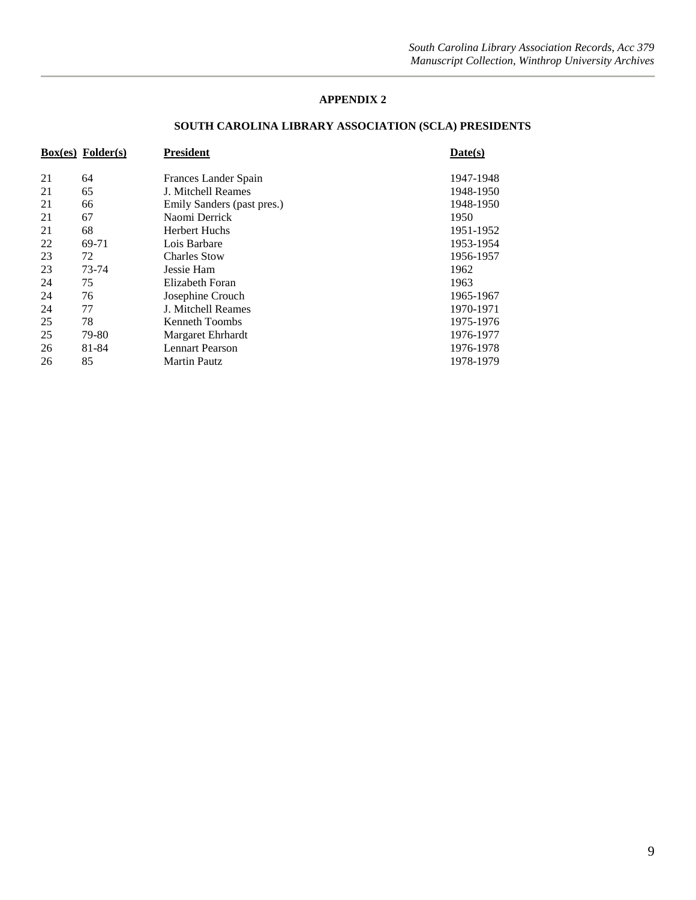## APPENDIX 2

### SOUTH CAROLINA LIBRARY ASSOCIATION (SCLA) PRESIDENTS

| Box(es) | Folder(s) | President | Date(s) |
|---|---|---|---|
| 21 | 64 | Frances Lander Spain | 1947-1948 |
| 21 | 65 | J. Mitchell Reames | 1948-1950 |
| 21 | 66 | Emily Sanders (past pres.) | 1948-1950 |
| 21 | 67 | Naomi Derrick | 1950 |
| 21 | 68 | Herbert Huchs | 1951-1952 |
| 22 | 69-71 | Lois Barbare | 1953-1954 |
| 23 | 72 | Charles Stow | 1956-1957 |
| 23 | 73-74 | Jessie Ham | 1962 |
| 24 | 75 | Elizabeth Foran | 1963 |
| 24 | 76 | Josephine Crouch | 1965-1967 |
| 24 | 77 | J. Mitchell Reames | 1970-1971 |
| 25 | 78 | Kenneth Toombs | 1975-1976 |
| 25 | 79-80 | Margaret Ehrhardt | 1976-1977 |
| 26 | 81-84 | Lennart Pearson | 1976-1978 |
| 26 | 85 | Martin Pautz | 1978-1979 |